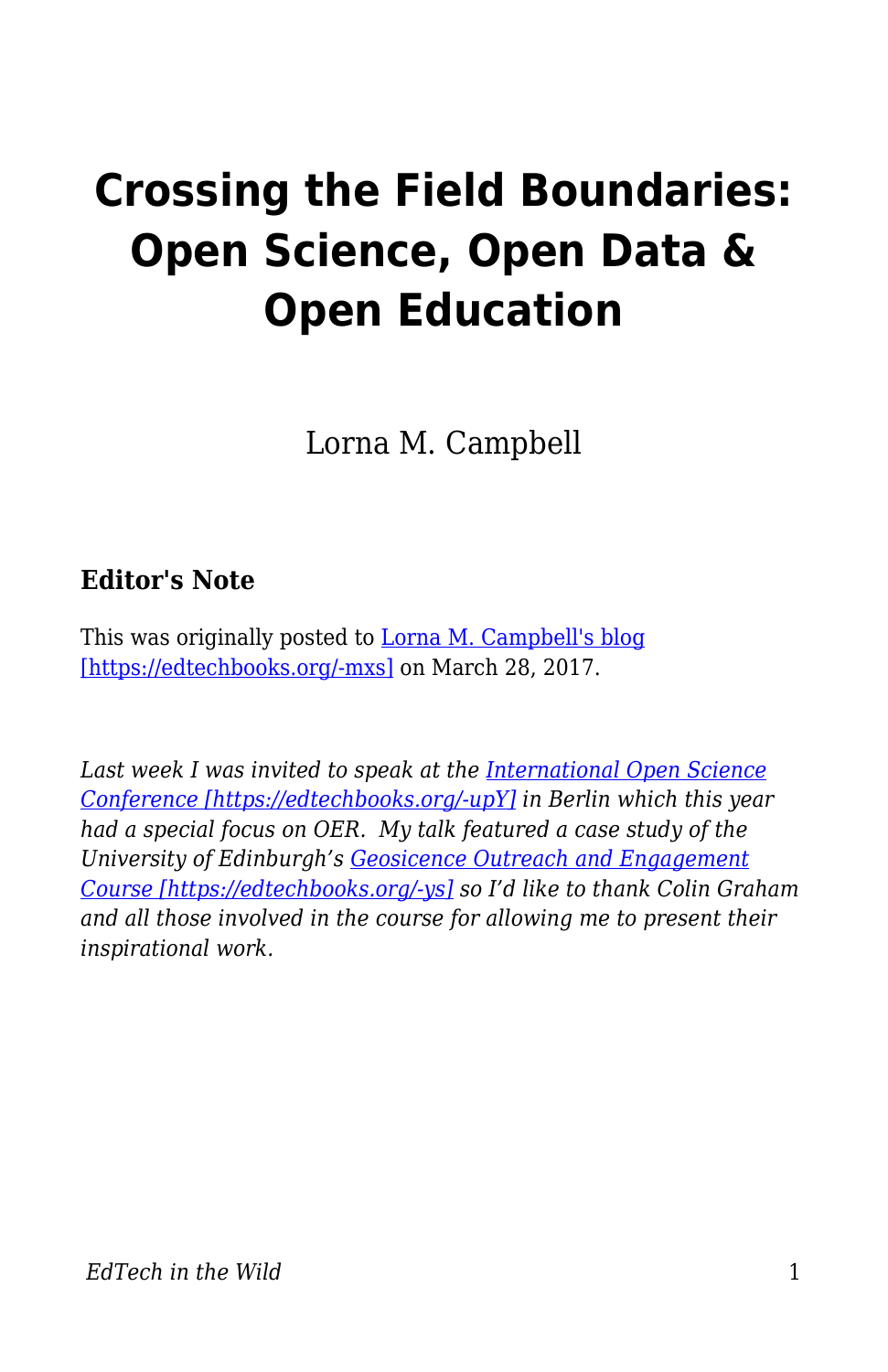# Crossing the Field Boundaries: Open Science, Open Data & Open Education

Lorna M. Campbell

### Editor's Note

This was originally posted to [Lorna M. Campbell's blog [https://edtechbooks.org/-mxs]](https://edtechbooks.org/-mxs) on March 28, 2017.

*Last week I was invited to speak at the [International Open Science Conference [https://edtechbooks.org/-upY]](https://edtechbooks.org/-upY) in Berlin which this year had a special focus on OER. My talk featured a case study of the University of Edinburgh's [Geosicence Outreach and Engagement Course [https://edtechbooks.org/-ys]](https://edtechbooks.org/-ys) so I'd like to thank Colin Graham and all those involved in the course for allowing me to present their inspirational work.*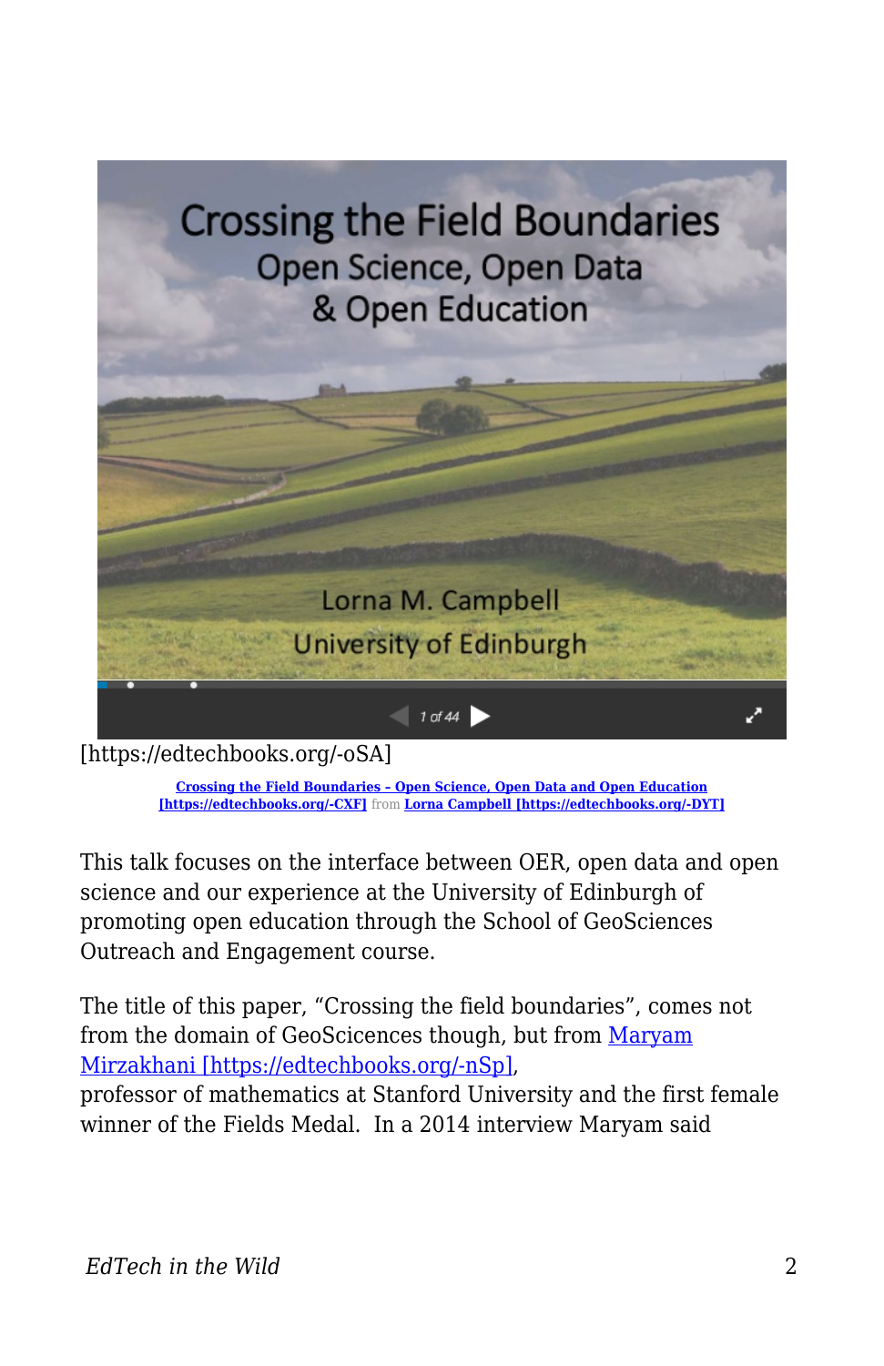[https://edtechbooks.org/-oSA]

[Crossing the Field Boundaries – Open Science, Open Data and Open Education [https://edtechbooks.org/-CXF]](https://edtechbooks.org/-CXF) from [Lorna Campbell [https://edtechbooks.org/-DYT]](https://edtechbooks.org/-DYT)

This talk focuses on the interface between OER, open data and open science and our experience at the University of Edinburgh of promoting open education through the School of GeoSciences Outreach and Engagement course.

The title of this paper, "Crossing the field boundaries", comes not from the domain of GeoScicences though, but from [Maryam Mirzakhani [https://edtechbooks.org/-nSp]](https://edtechbooks.org/-nSp), professor of mathematics at Stanford University and the first female winner of the Fields Medal. In a 2014 interview Maryam said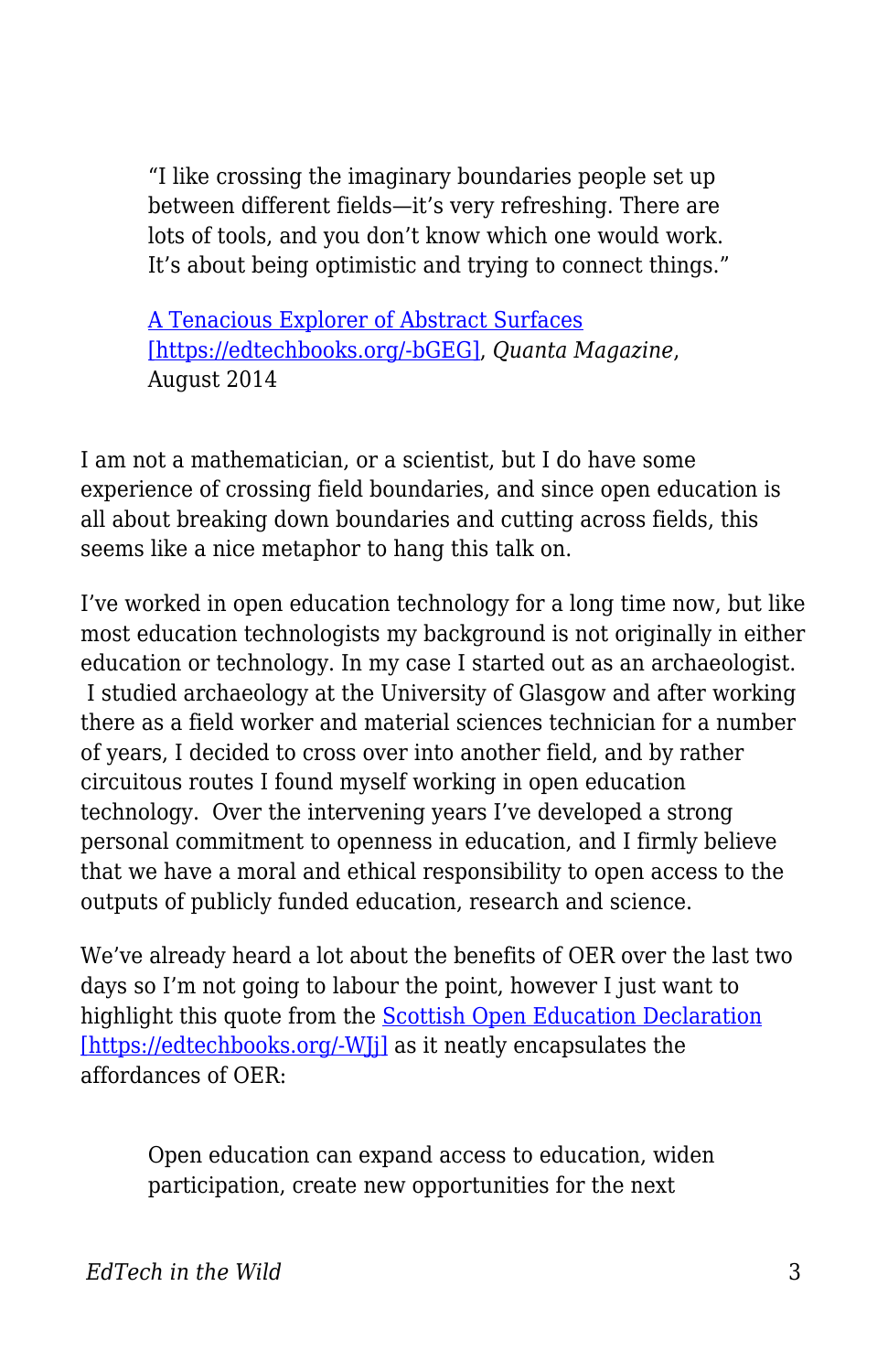> "I like crossing the imaginary boundaries people set up between different fields—it's very refreshing. There are lots of tools, and you don't know which one would work. It's about being optimistic and trying to connect things."
>
> A Tenacious Explorer of Abstract Surfaces [https://edtechbooks.org/-bGEG], *Quanta Magazine*, August 2014

I am not a mathematician, or a scientist, but I do have some experience of crossing field boundaries, and since open education is all about breaking down boundaries and cutting across fields, this seems like a nice metaphor to hang this talk on.

I've worked in open education technology for a long time now, but like most education technologists my background is not originally in either education or technology. In my case I started out as an archaeologist. I studied archaeology at the University of Glasgow and after working there as a field worker and material sciences technician for a number of years, I decided to cross over into another field, and by rather circuitous routes I found myself working in open education technology. Over the intervening years I've developed a strong personal commitment to openness in education, and I firmly believe that we have a moral and ethical responsibility to open access to the outputs of publicly funded education, research and science.

We've already heard a lot about the benefits of OER over the last two days so I'm not going to labour the point, however I just want to highlight this quote from the Scottish Open Education Declaration [https://edtechbooks.org/-WJj] as it neatly encapsulates the affordances of OER:

> Open education can expand access to education, widen participation, create new opportunities for the next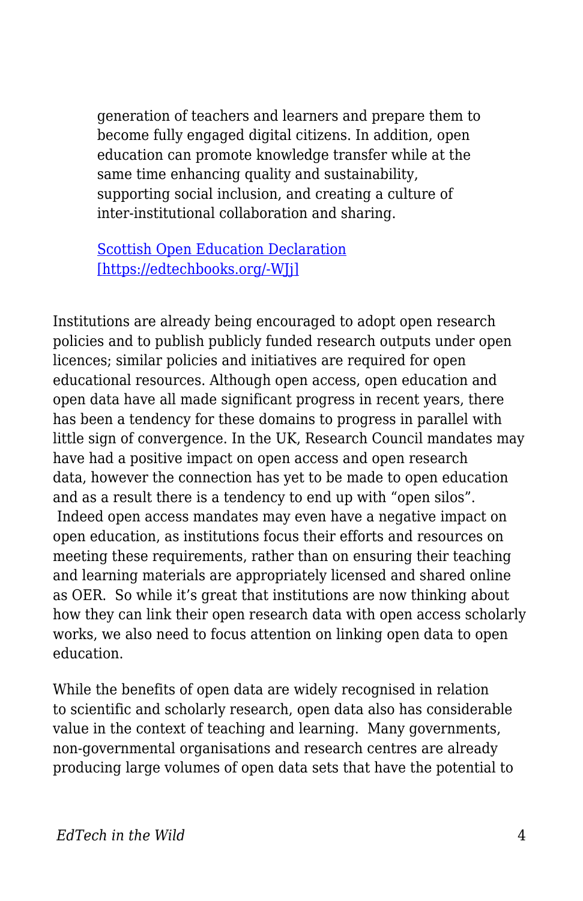> generation of teachers and learners and prepare them to become fully engaged digital citizens. In addition, open education can promote knowledge transfer while at the same time enhancing quality and sustainability, supporting social inclusion, and creating a culture of inter-institutional collaboration and sharing.
>
> [Scottish Open Education Declaration [https://edtechbooks.org/-WJj]](https://edtechbooks.org/-WJj)

Institutions are already being encouraged to adopt open research policies and to publish publicly funded research outputs under open licences; similar policies and initiatives are required for open educational resources. Although open access, open education and open data have all made significant progress in recent years, there has been a tendency for these domains to progress in parallel with little sign of convergence. In the UK, Research Council mandates may have had a positive impact on open access and open research data, however the connection has yet to be made to open education and as a result there is a tendency to end up with "open silos". Indeed open access mandates may even have a negative impact on open education, as institutions focus their efforts and resources on meeting these requirements, rather than on ensuring their teaching and learning materials are appropriately licensed and shared online as OER. So while it's great that institutions are now thinking about how they can link their open research data with open access scholarly works, we also need to focus attention on linking open data to open education.

While the benefits of open data are widely recognised in relation to scientific and scholarly research, open data also has considerable value in the context of teaching and learning. Many governments, non-governmental organisations and research centres are already producing large volumes of open data sets that have the potential to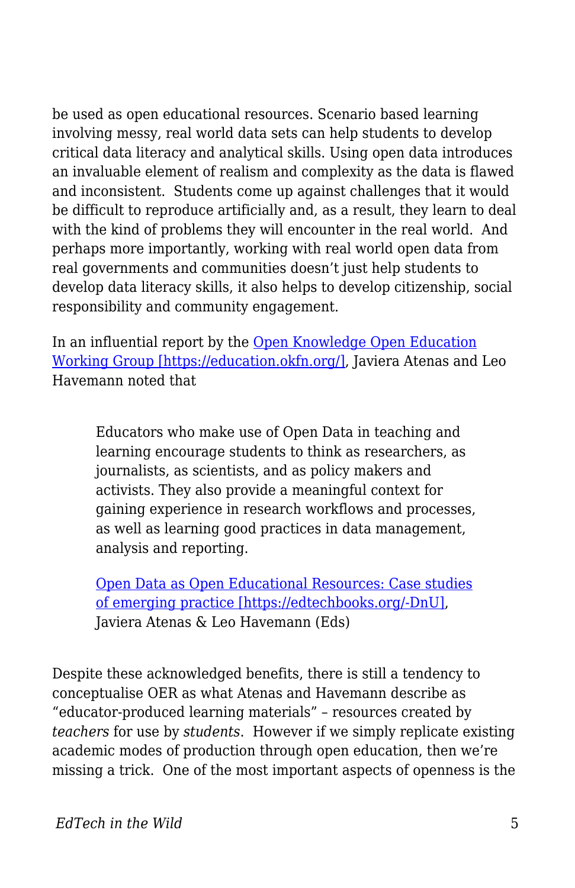be used as open educational resources. Scenario based learning involving messy, real world data sets can help students to develop critical data literacy and analytical skills. Using open data introduces an invaluable element of realism and complexity as the data is flawed and inconsistent.  Students come up against challenges that it would be difficult to reproduce artificially and, as a result, they learn to deal with the kind of problems they will encounter in the real world.  And perhaps more importantly, working with real world open data from real governments and communities doesn't just help students to develop data literacy skills, it also helps to develop citizenship, social responsibility and community engagement.

In an influential report by the [Open Knowledge Open Education Working Group [https://education.okfn.org/]](https://education.okfn.org/), Javiera Atenas and Leo Havemann noted that

> Educators who make use of Open Data in teaching and learning encourage students to think as researchers, as journalists, as scientists, and as policy makers and activists. They also provide a meaningful context for gaining experience in research workflows and processes, as well as learning good practices in data management, analysis and reporting.
>
> [Open Data as Open Educational Resources: Case studies of emerging practice [https://edtechbooks.org/-DnU]](https://edtechbooks.org/-DnU), Javiera Atenas & Leo Havemann (Eds)

Despite these acknowledged benefits, there is still a tendency to conceptualise OER as what Atenas and Havemann describe as "educator-produced learning materials" – resources created by *teachers* for use by *students*.  However if we simply replicate existing academic modes of production through open education, then we're missing a trick.  One of the most important aspects of openness is the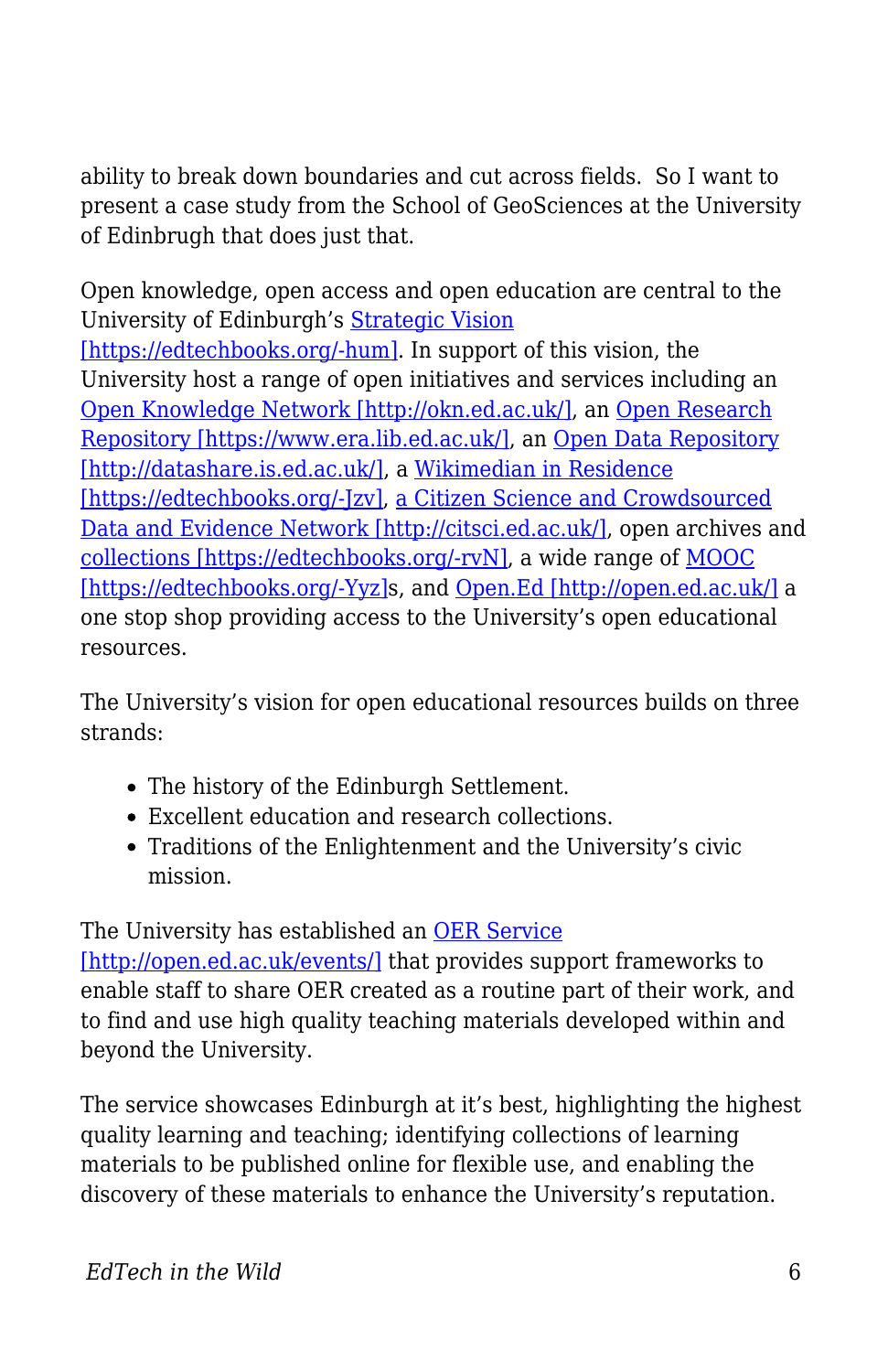ability to break down boundaries and cut across fields. So I want to present a case study from the School of GeoSciences at the University of Edinburgh that does just that.

Open knowledge, open access and open education are central to the University of Edinburgh's [Strategic Vision [https://edtechbooks.org/-hum]](https://edtechbooks.org/-hum). In support of this vision, the University host a range of open initiatives and services including an [Open Knowledge Network [http://okn.ed.ac.uk/]](http://okn.ed.ac.uk/), an [Open Research Repository [https://www.era.lib.ed.ac.uk/]](https://www.era.lib.ed.ac.uk/), an [Open Data Repository [http://datashare.is.ed.ac.uk/]](http://datashare.is.ed.ac.uk/), a [Wikimedian in Residence [https://edtechbooks.org/-Jzv]](https://edtechbooks.org/-Jzv), [a Citizen Science and Crowdsourced Data and Evidence Network [http://citsci.ed.ac.uk/]](http://citsci.ed.ac.uk/), open archives and [collections [https://edtechbooks.org/-rvN]](https://edtechbooks.org/-rvN), a wide range of [MOOC [https://edtechbooks.org/-Yyz]](https://edtechbooks.org/-Yyz)s, and [Open.Ed [http://open.ed.ac.uk/]](http://open.ed.ac.uk/) a one stop shop providing access to the University's open educational resources.

The University's vision for open educational resources builds on three strands:

- The history of the Edinburgh Settlement.
- Excellent education and research collections.
- Traditions of the Enlightenment and the University's civic mission.

The University has established an [OER Service [http://open.ed.ac.uk/events/]](http://open.ed.ac.uk/events/) that provides support frameworks to enable staff to share OER created as a routine part of their work, and to find and use high quality teaching materials developed within and beyond the University.

The service showcases Edinburgh at it's best, highlighting the highest quality learning and teaching; identifying collections of learning materials to be published online for flexible use, and enabling the discovery of these materials to enhance the University's reputation.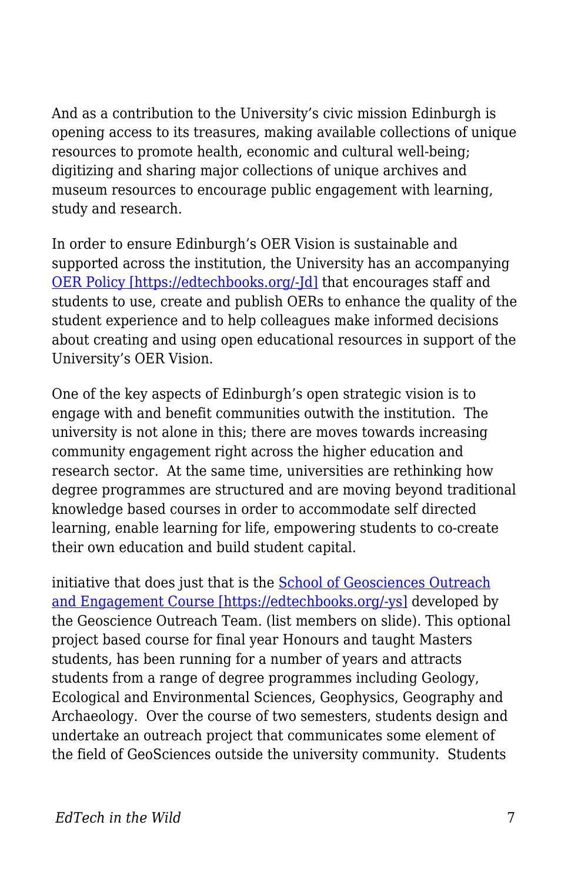And as a contribution to the University's civic mission Edinburgh is opening access to its treasures, making available collections of unique resources to promote health, economic and cultural well-being; digitizing and sharing major collections of unique archives and museum resources to encourage public engagement with learning, study and research.

In order to ensure Edinburgh's OER Vision is sustainable and supported across the institution, the University has an accompanying [OER Policy [https://edtechbooks.org/-Jd]](https://edtechbooks.org/-Jd) that encourages staff and students to use, create and publish OERs to enhance the quality of the student experience and to help colleagues make informed decisions about creating and using open educational resources in support of the University's OER Vision.

One of the key aspects of Edinburgh's open strategic vision is to engage with and benefit communities outwith the institution. The university is not alone in this; there are moves towards increasing community engagement right across the higher education and research sector. At the same time, universities are rethinking how degree programmes are structured and are moving beyond traditional knowledge based courses in order to accommodate self directed learning, enable learning for life, empowering students to co-create their own education and build student capital.

initiative that does just that is the [School of Geosciences Outreach and Engagement Course [https://edtechbooks.org/-ys]](https://edtechbooks.org/-ys) developed by the Geoscience Outreach Team. (list members on slide). This optional project based course for final year Honours and taught Masters students, has been running for a number of years and attracts students from a range of degree programmes including Geology, Ecological and Environmental Sciences, Geophysics, Geography and Archaeology. Over the course of two semesters, students design and undertake an outreach project that communicates some element of the field of GeoSciences outside the university community. Students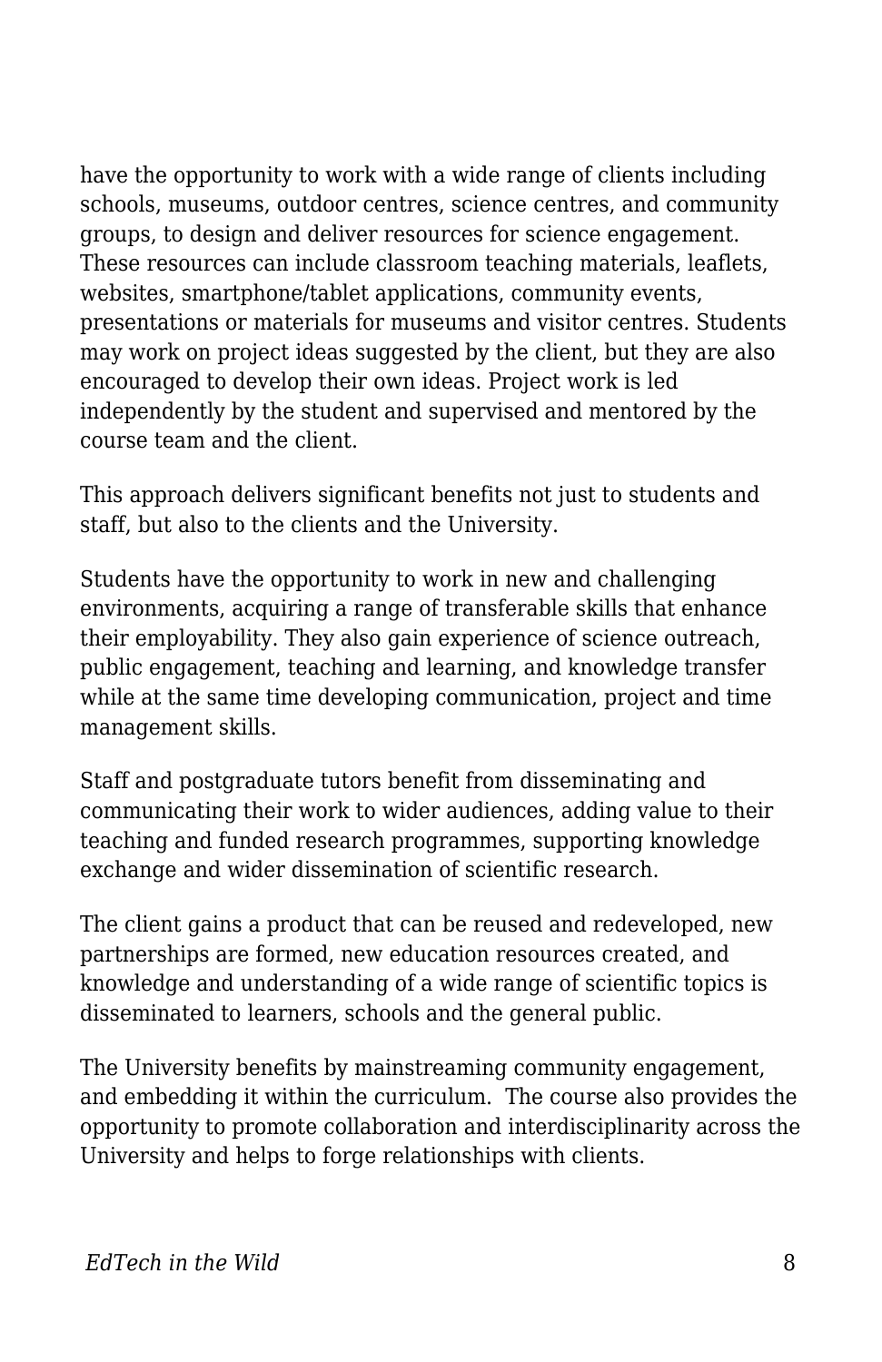have the opportunity to work with a wide range of clients including schools, museums, outdoor centres, science centres, and community groups, to design and deliver resources for science engagement. These resources can include classroom teaching materials, leaflets, websites, smartphone/tablet applications, community events, presentations or materials for museums and visitor centres. Students may work on project ideas suggested by the client, but they are also encouraged to develop their own ideas. Project work is led independently by the student and supervised and mentored by the course team and the client.

This approach delivers significant benefits not just to students and staff, but also to the clients and the University.

Students have the opportunity to work in new and challenging environments, acquiring a range of transferable skills that enhance their employability. They also gain experience of science outreach, public engagement, teaching and learning, and knowledge transfer while at the same time developing communication, project and time management skills.

Staff and postgraduate tutors benefit from disseminating and communicating their work to wider audiences, adding value to their teaching and funded research programmes, supporting knowledge exchange and wider dissemination of scientific research.

The client gains a product that can be reused and redeveloped, new partnerships are formed, new education resources created, and knowledge and understanding of a wide range of scientific topics is disseminated to learners, schools and the general public.

The University benefits by mainstreaming community engagement, and embedding it within the curriculum. The course also provides the opportunity to promote collaboration and interdisciplinarity across the University and helps to forge relationships with clients.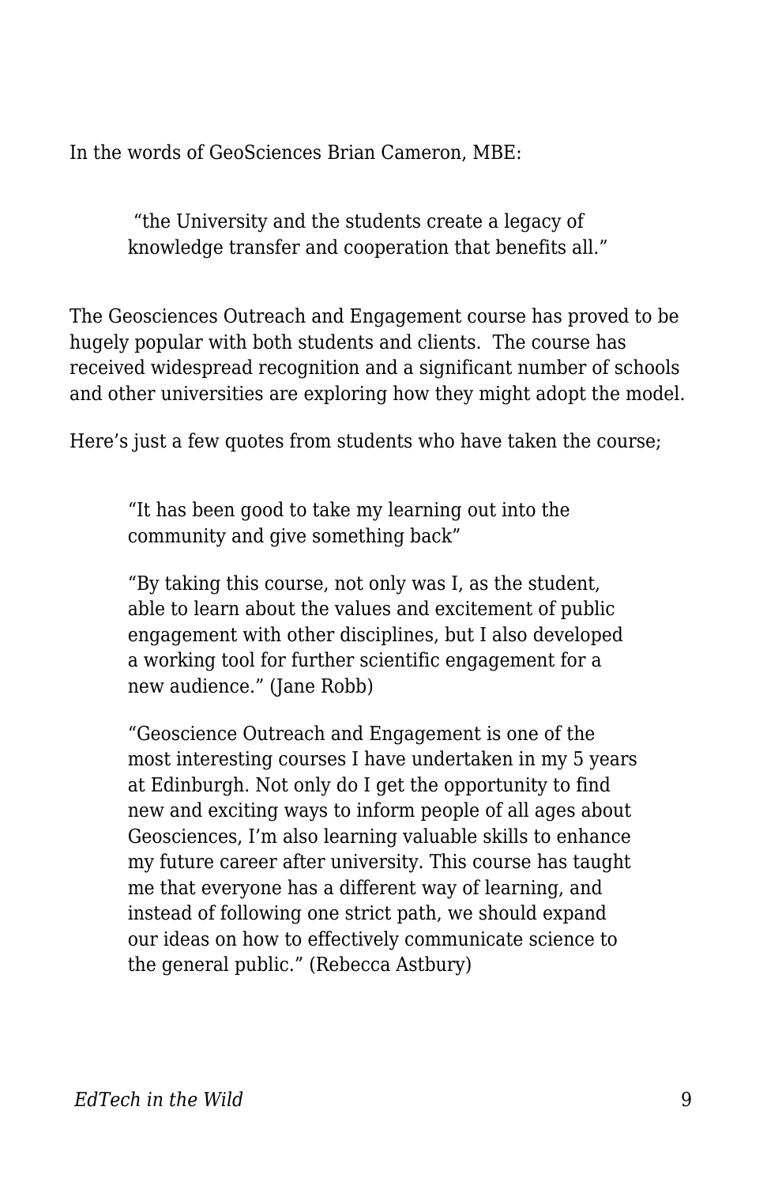In the words of GeoSciences Brian Cameron, MBE:

> "the University and the students create a legacy of knowledge transfer and cooperation that benefits all."

The Geosciences Outreach and Engagement course has proved to be hugely popular with both students and clients. The course has received widespread recognition and a significant number of schools and other universities are exploring how they might adopt the model.

Here's just a few quotes from students who have taken the course;

> "It has been good to take my learning out into the community and give something back"
>
> "By taking this course, not only was I, as the student, able to learn about the values and excitement of public engagement with other disciplines, but I also developed a working tool for further scientific engagement for a new audience." (Jane Robb)
>
> "Geoscience Outreach and Engagement is one of the most interesting courses I have undertaken in my 5 years at Edinburgh. Not only do I get the opportunity to find new and exciting ways to inform people of all ages about Geosciences, I'm also learning valuable skills to enhance my future career after university. This course has taught me that everyone has a different way of learning, and instead of following one strict path, we should expand our ideas on how to effectively communicate science to the general public." (Rebecca Astbury)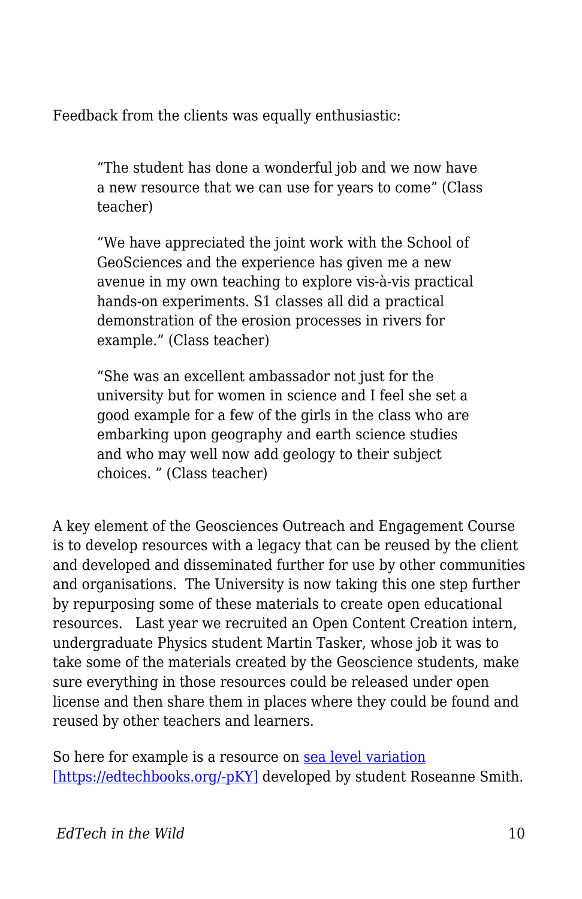Feedback from the clients was equally enthusiastic:

> "The student has done a wonderful job and we now have a new resource that we can use for years to come" (Class teacher)
>
> "We have appreciated the joint work with the School of GeoSciences and the experience has given me a new avenue in my own teaching to explore vis-à-vis practical hands-on experiments. S1 classes all did a practical demonstration of the erosion processes in rivers for example." (Class teacher)
>
> "She was an excellent ambassador not just for the university but for women in science and I feel she set a good example for a few of the girls in the class who are embarking upon geography and earth science studies and who may well now add geology to their subject choices. " (Class teacher)

A key element of the Geosciences Outreach and Engagement Course is to develop resources with a legacy that can be reused by the client and developed and disseminated further for use by other communities and organisations. The University is now taking this one step further by repurposing some of these materials to create open educational resources. Last year we recruited an Open Content Creation intern, undergraduate Physics student Martin Tasker, whose job it was to take some of the materials created by the Geoscience students, make sure everything in those resources could be released under open license and then share them in places where they could be found and reused by other teachers and learners.

So here for example is a resource on [sea level variation [https://edtechbooks.org/-pKY]](https://edtechbooks.org/-pKY) developed by student Roseanne Smith.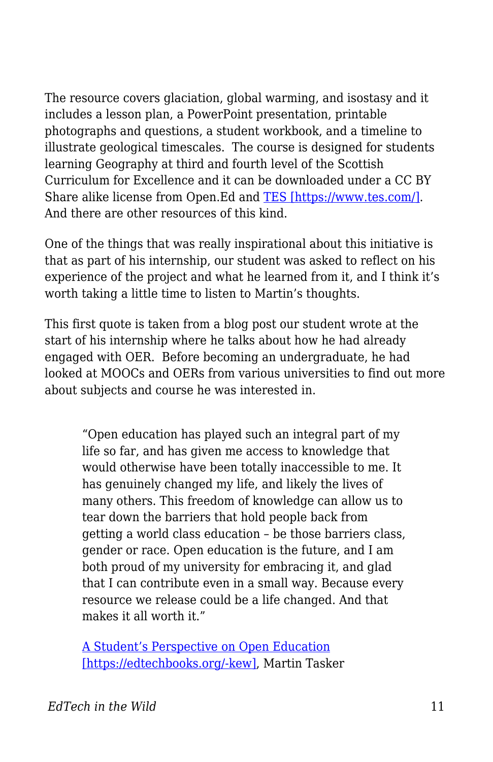The resource covers glaciation, global warming, and isostasy and it includes a lesson plan, a PowerPoint presentation, printable photographs and questions, a student workbook, and a timeline to illustrate geological timescales. The course is designed for students learning Geography at third and fourth level of the Scottish Curriculum for Excellence and it can be downloaded under a CC BY Share alike license from Open.Ed and [TES [https://www.tes.com/]](https://www.tes.com/). And there are other resources of this kind.

One of the things that was really inspirational about this initiative is that as part of his internship, our student was asked to reflect on his experience of the project and what he learned from it, and I think it's worth taking a little time to listen to Martin's thoughts.

This first quote is taken from a blog post our student wrote at the start of his internship where he talks about how he had already engaged with OER. Before becoming an undergraduate, he had looked at MOOCs and OERs from various universities to find out more about subjects and course he was interested in.

> "Open education has played such an integral part of my life so far, and has given me access to knowledge that would otherwise have been totally inaccessible to me. It has genuinely changed my life, and likely the lives of many others. This freedom of knowledge can allow us to tear down the barriers that hold people back from getting a world class education – be those barriers class, gender or race. Open education is the future, and I am both proud of my university for embracing it, and glad that I can contribute even in a small way. Because every resource we release could be a life changed. And that makes it all worth it."
>
> [A Student's Perspective on Open Education [https://edtechbooks.org/-kew]](https://edtechbooks.org/-kew), Martin Tasker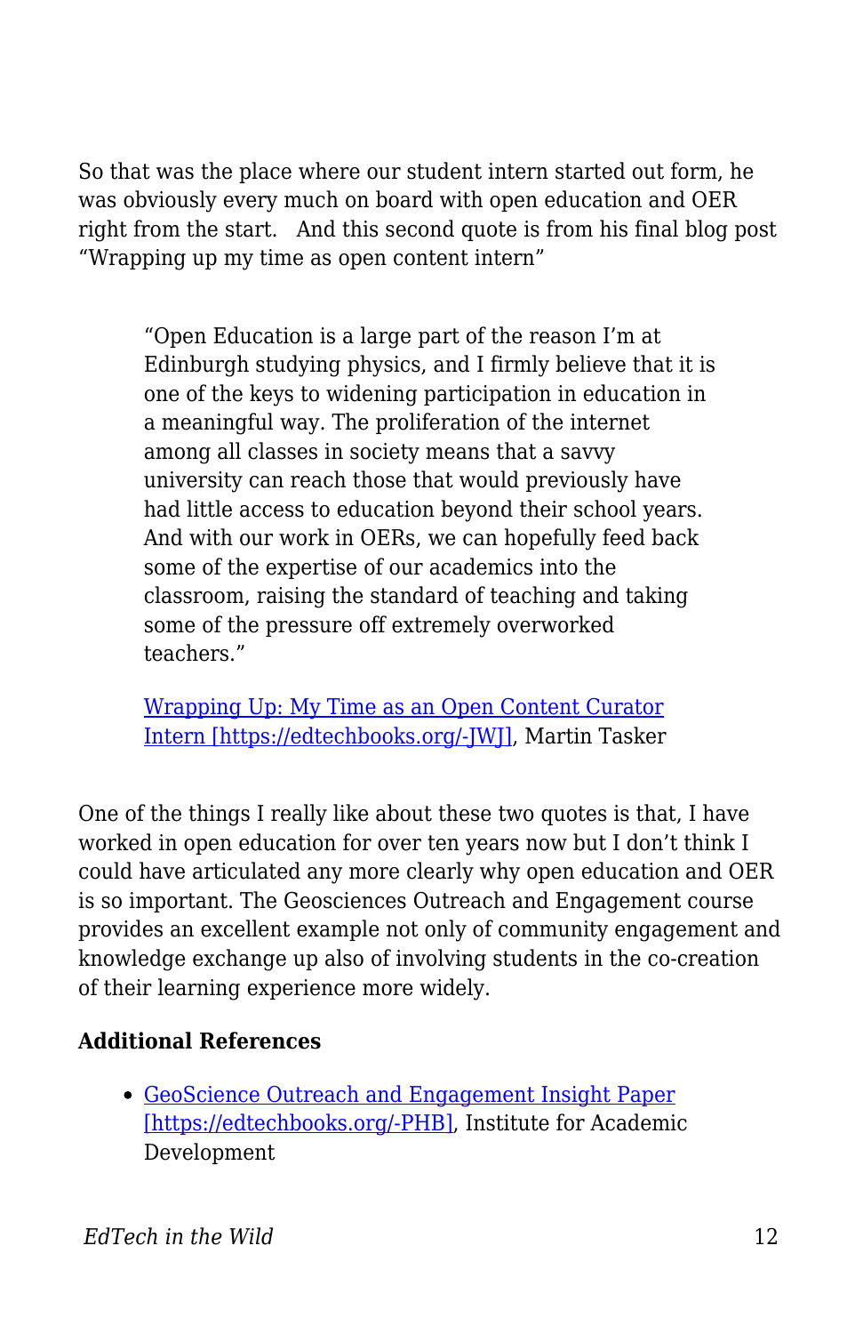So that was the place where our student intern started out form, he was obviously every much on board with open education and OER right from the start.   And this second quote is from his final blog post "Wrapping up my time as open content intern"

> "Open Education is a large part of the reason I'm at Edinburgh studying physics, and I firmly believe that it is one of the keys to widening participation in education in a meaningful way. The proliferation of the internet among all classes in society means that a savvy university can reach those that would previously have had little access to education beyond their school years. And with our work in OERs, we can hopefully feed back some of the expertise of our academics into the classroom, raising the standard of teaching and taking some of the pressure off extremely overworked teachers."
>
> [Wrapping Up: My Time as an Open Content Curator Intern [https://edtechbooks.org/-JWJ]](https://edtechbooks.org/-JWJ), Martin Tasker

One of the things I really like about these two quotes is that, I have worked in open education for over ten years now but I don't think I could have articulated any more clearly why open education and OER is so important. The Geosciences Outreach and Engagement course provides an excellent example not only of community engagement and knowledge exchange up also of involving students in the co-creation of their learning experience more widely.

**Additional References**

- [GeoScience Outreach and Engagement Insight Paper [https://edtechbooks.org/-PHB]](https://edtechbooks.org/-PHB), Institute for Academic Development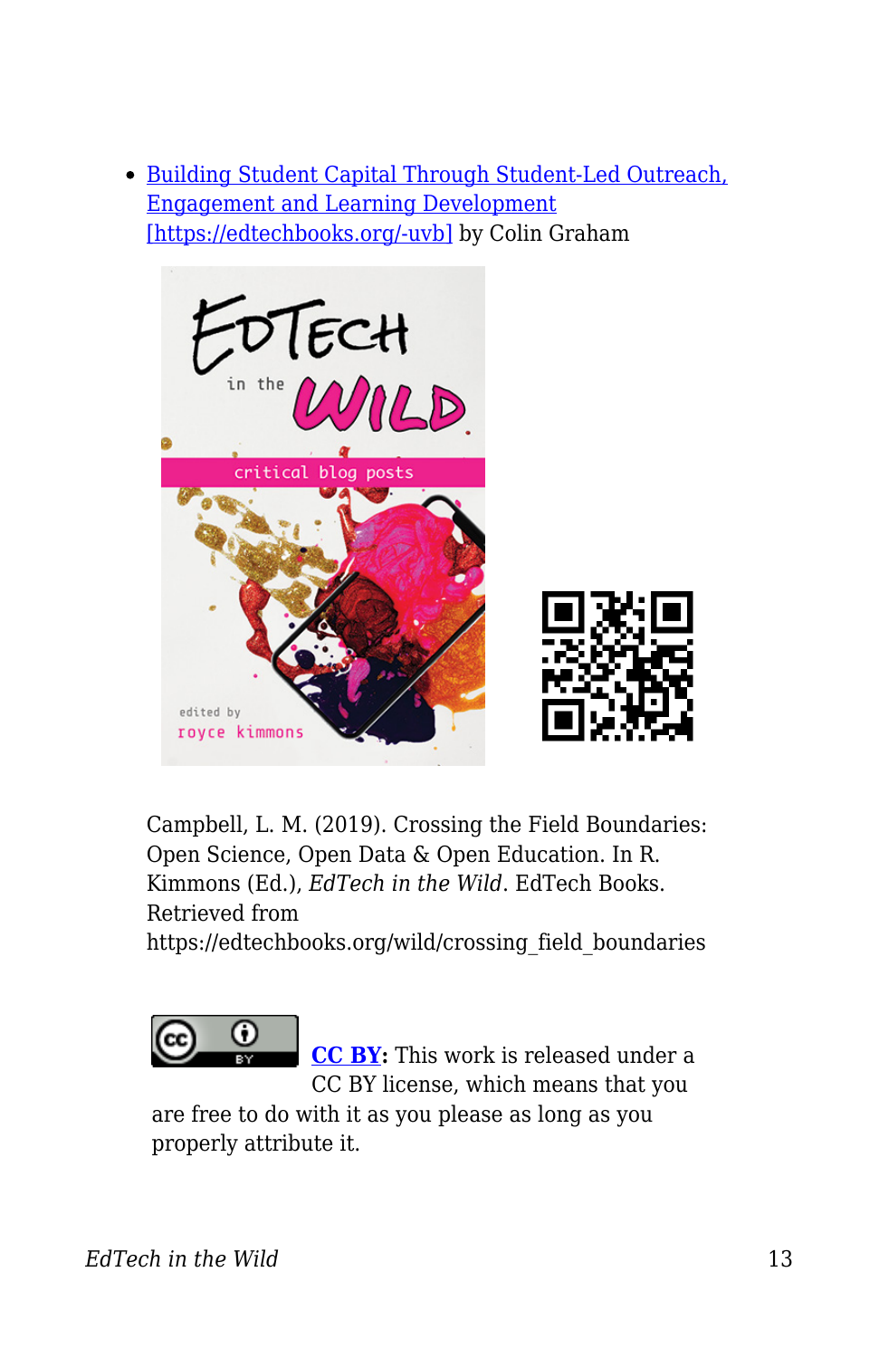- [Building Student Capital Through Student-Led Outreach, Engagement and Learning Development [https://edtechbooks.org/-uvb]](https://edtechbooks.org/-uvb) by Colin Graham

Campbell, L. M. (2019). Crossing the Field Boundaries: Open Science, Open Data & Open Education. In R. Kimmons (Ed.), *EdTech in the Wild*. EdTech Books. Retrieved from https://edtechbooks.org/wild/crossing_field_boundaries

**CC BY:** This work is released under a CC BY license, which means that you are free to do with it as you please as long as you properly attribute it.